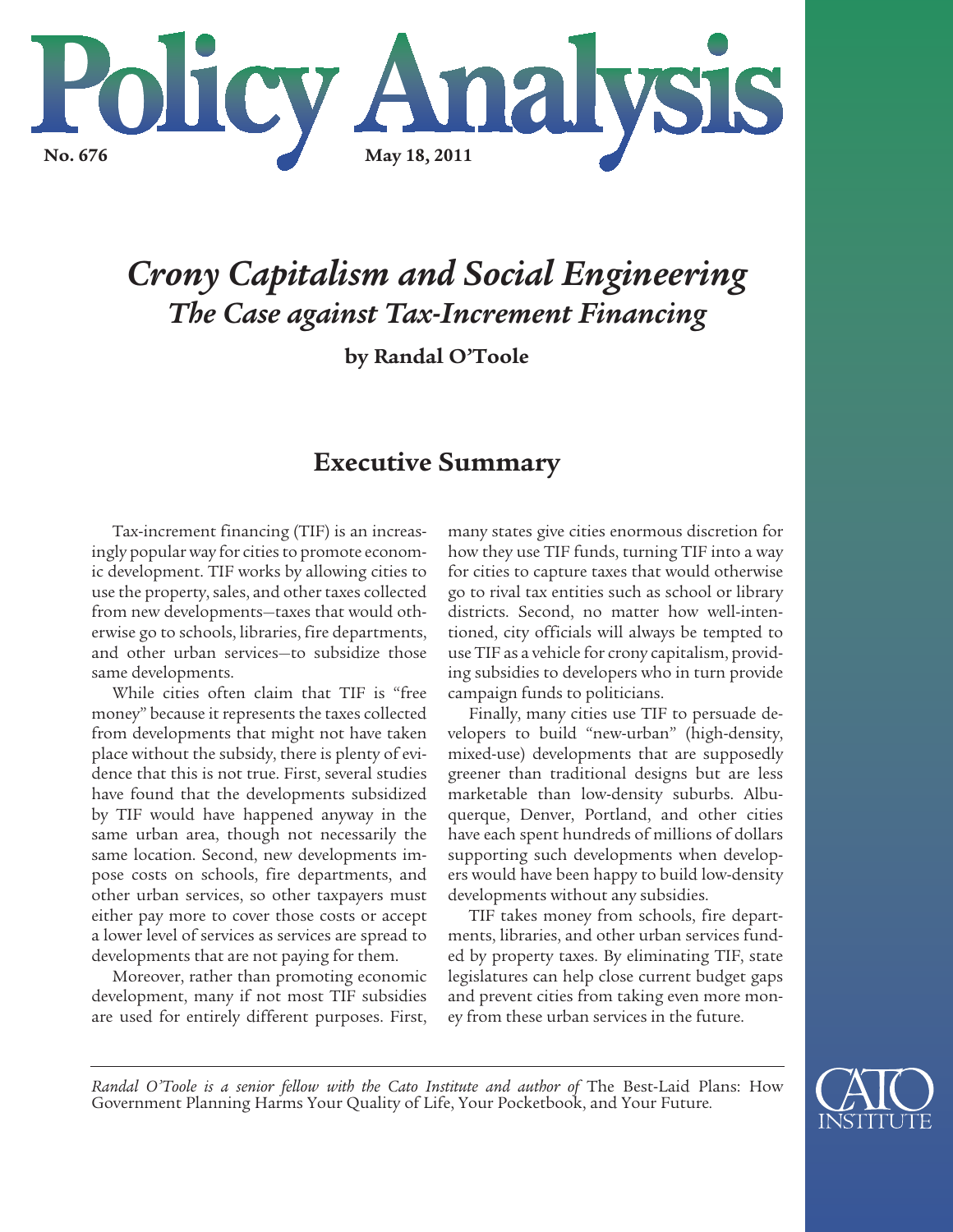# Policy Analysis

**No. 676** **May 18, 2011**

# *Crony Capitalism and Social Engineering*
## *The Case against Tax-Increment Financing*

**by Randal O'Toole**

## Executive Summary

Tax-increment financing (TIF) is an increasingly popular way for cities to promote economic development. TIF works by allowing cities to use the property, sales, and other taxes collected from new developments—taxes that would otherwise go to schools, libraries, fire departments, and other urban services—to subsidize those same developments.

While cities often claim that TIF is "free money" because it represents the taxes collected from developments that might not have taken place without the subsidy, there is plenty of evidence that this is not true. First, several studies have found that the developments subsidized by TIF would have happened anyway in the same urban area, though not necessarily the same location. Second, new developments impose costs on schools, fire departments, and other urban services, so other taxpayers must either pay more to cover those costs or accept a lower level of services as services are spread to developments that are not paying for them.

Moreover, rather than promoting economic development, many if not most TIF subsidies are used for entirely different purposes. First, many states give cities enormous discretion for how they use TIF funds, turning TIF into a way for cities to capture taxes that would otherwise go to rival tax entities such as school or library districts. Second, no matter how well-intentioned, city officials will always be tempted to use TIF as a vehicle for crony capitalism, providing subsidies to developers who in turn provide campaign funds to politicians.

Finally, many cities use TIF to persuade developers to build "new-urban" (high-density, mixed-use) developments that are supposedly greener than traditional designs but are less marketable than low-density suburbs. Albuquerque, Denver, Portland, and other cities have each spent hundreds of millions of dollars supporting such developments when developers would have been happy to build low-density developments without any subsidies.

TIF takes money from schools, fire departments, libraries, and other urban services funded by property taxes. By eliminating TIF, state legislatures can help close current budget gaps and prevent cities from taking even more money from these urban services in the future.

---

*Randal O'Toole is a senior fellow with the Cato Institute and author of* The Best-Laid Plans: How Government Planning Harms Your Quality of Life, Your Pocketbook, and Your Future*.*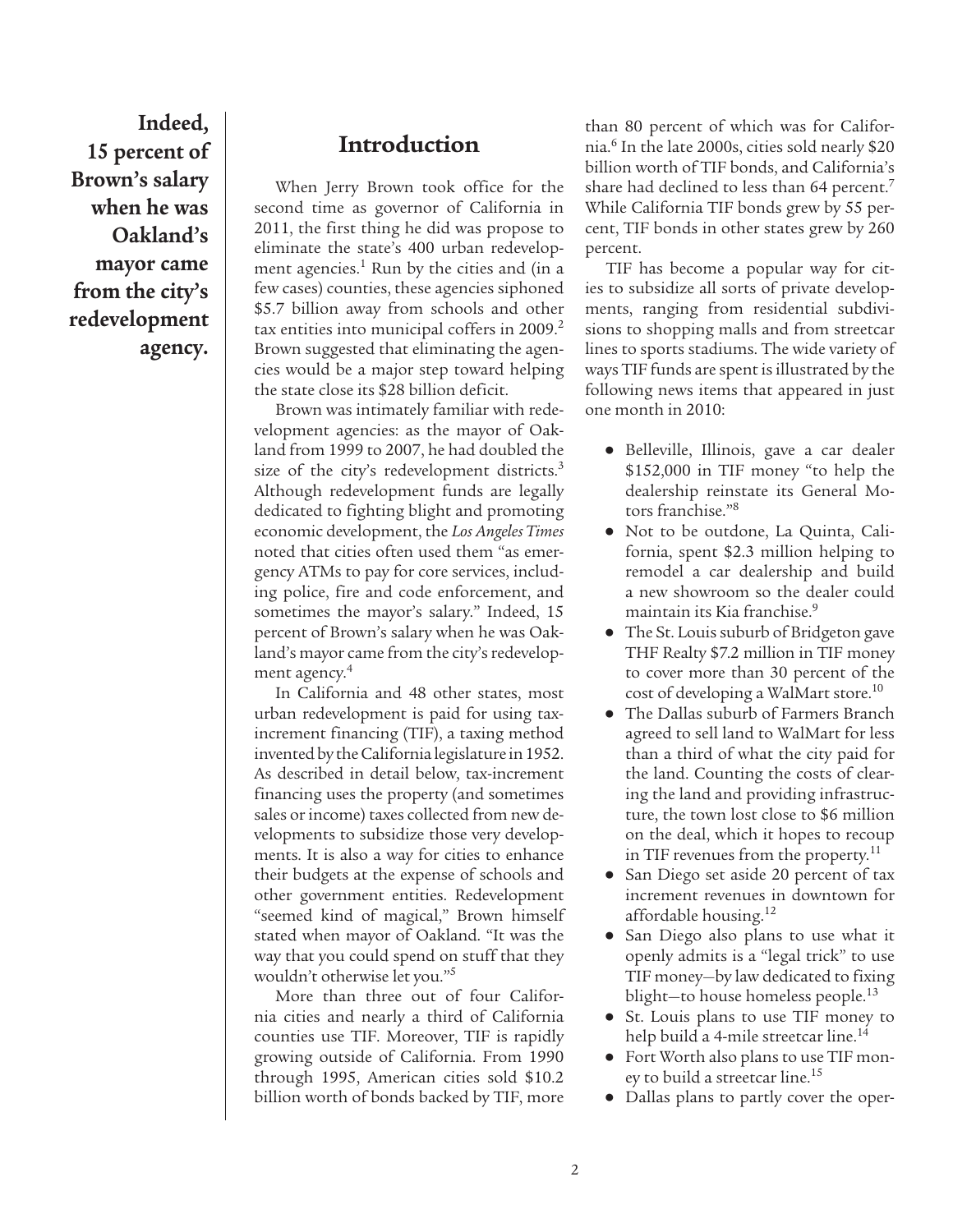> **Indeed, 15 percent of Brown's salary when he was Oakland's mayor came from the city's redevelopment agency.**

## Introduction

When Jerry Brown took office for the second time as governor of California in 2011, the first thing he did was propose to eliminate the state's 400 urban redevelopment agencies.[1] Run by the cities and (in a few cases) counties, these agencies siphoned \$5.7 billion away from schools and other tax entities into municipal coffers in 2009.[2] Brown suggested that eliminating the agencies would be a major step toward helping the state close its \$28 billion deficit.

Brown was intimately familiar with redevelopment agencies: as the mayor of Oakland from 1999 to 2007, he had doubled the size of the city's redevelopment districts.[3] Although redevelopment funds are legally dedicated to fighting blight and promoting economic development, the *Los Angeles Times* noted that cities often used them "as emergency ATMs to pay for core services, including police, fire and code enforcement, and sometimes the mayor's salary." Indeed, 15 percent of Brown's salary when he was Oakland's mayor came from the city's redevelopment agency.[4]

In California and 48 other states, most urban redevelopment is paid for using tax-increment financing (TIF), a taxing method invented by the California legislature in 1952. As described in detail below, tax-increment financing uses the property (and sometimes sales or income) taxes collected from new developments to subsidize those very developments. It is also a way for cities to enhance their budgets at the expense of schools and other government entities. Redevelopment "seemed kind of magical," Brown himself stated when mayor of Oakland. "It was the way that you could spend on stuff that they wouldn't otherwise let you."[5]

More than three out of four California cities and nearly a third of California counties use TIF. Moreover, TIF is rapidly growing outside of California. From 1990 through 1995, American cities sold \$10.2 billion worth of bonds backed by TIF, more than 80 percent of which was for California.[6] In the late 2000s, cities sold nearly \$20 billion worth of TIF bonds, and California's share had declined to less than 64 percent.[7] While California TIF bonds grew by 55 percent, TIF bonds in other states grew by 260 percent.

TIF has become a popular way for cities to subsidize all sorts of private developments, ranging from residential subdivisions to shopping malls and from streetcar lines to sports stadiums. The wide variety of ways TIF funds are spent is illustrated by the following news items that appeared in just one month in 2010:

- Belleville, Illinois, gave a car dealer \$152,000 in TIF money "to help the dealership reinstate its General Motors franchise."[8]
- Not to be outdone, La Quinta, California, spent \$2.3 million helping to remodel a car dealership and build a new showroom so the dealer could maintain its Kia franchise.[9]
- The St. Louis suburb of Bridgeton gave THF Realty \$7.2 million in TIF money to cover more than 30 percent of the cost of developing a WalMart store.[10]
- The Dallas suburb of Farmers Branch agreed to sell land to WalMart for less than a third of what the city paid for the land. Counting the costs of clearing the land and providing infrastructure, the town lost close to \$6 million on the deal, which it hopes to recoup in TIF revenues from the property.[11]
- San Diego set aside 20 percent of tax increment revenues in downtown for affordable housing.[12]
- San Diego also plans to use what it openly admits is a "legal trick" to use TIF money—by law dedicated to fixing blight—to house homeless people.[13]
- St. Louis plans to use TIF money to help build a 4-mile streetcar line.[14]
- Fort Worth also plans to use TIF money to build a streetcar line.[15]
- Dallas plans to partly cover the oper-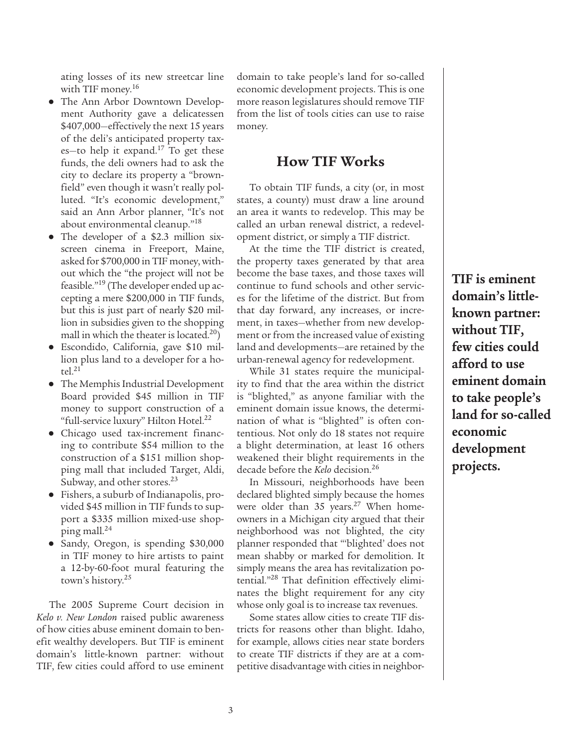ating losses of its new streetcar line with TIF money.[16]

- The Ann Arbor Downtown Development Authority gave a delicatessen $407,000—effectively the next 15 years of the deli's anticipated property taxes—to help it expand.[17] To get these funds, the deli owners had to ask the city to declare its property a "brownfield" even though it wasn't really polluted. "It's economic development," said an Ann Arbor planner, "It's not about environmental cleanup."[18]
- The developer of a $2.3 million six-screen cinema in Freeport, Maine, asked for $700,000 in TIF money, without which the "the project will not be feasible."[19] (The developer ended up accepting a mere $200,000 in TIF funds, but this is just part of nearly $20 million in subsidies given to the shopping mall in which the theater is located.[20])
- Escondido, California, gave $10 million plus land to a developer for a hotel.[21]
- The Memphis Industrial Development Board provided $45 million in TIF money to support construction of a "full-service luxury" Hilton Hotel.[22]
- Chicago used tax-increment financing to contribute $54 million to the construction of a $151 million shopping mall that included Target, Aldi, Subway, and other stores.[23]
- Fishers, a suburb of Indianapolis, provided $45 million in TIF funds to support a $335 million mixed-use shopping mall.[24]
- Sandy, Oregon, is spending $30,000 in TIF money to hire artists to paint a 12-by-60-foot mural featuring the town's history.[25]

The 2005 Supreme Court decision in *Kelo v. New London* raised public awareness of how cities abuse eminent domain to benefit wealthy developers. But TIF is eminent domain's little-known partner: without TIF, few cities could afford to use eminent domain to take people's land for so-called economic development projects. This is one more reason legislatures should remove TIF from the list of tools cities can use to raise money.

## How TIF Works

To obtain TIF funds, a city (or, in most states, a county) must draw a line around an area it wants to redevelop. This may be called an urban renewal district, a redevelopment district, or simply a TIF district.

At the time the TIF district is created, the property taxes generated by that area become the base taxes, and those taxes will continue to fund schools and other services for the lifetime of the district. But from that day forward, any increases, or increment, in taxes—whether from new development or from the increased value of existing land and developments—are retained by the urban-renewal agency for redevelopment.

While 31 states require the municipality to find that the area within the district is "blighted," as anyone familiar with the eminent domain issue knows, the determination of what is "blighted" is often contentious. Not only do 18 states not require a blight determination, at least 16 others weakened their blight requirements in the decade before the *Kelo* decision.[26]

In Missouri, neighborhoods have been declared blighted simply because the homes were older than 35 years.[27] When homeowners in a Michigan city argued that their neighborhood was not blighted, the city planner responded that "'blighted' does not mean shabby or marked for demolition. It simply means the area has revitalization potential."[28] That definition effectively eliminates the blight requirement for any city whose only goal is to increase tax revenues.

Some states allow cities to create TIF districts for reasons other than blight. Idaho, for example, allows cities near state borders to create TIF districts if they are at a competitive disadvantage with cities in neighbor-

**TIF is eminent domain's little-known partner: without TIF, few cities could afford to use eminent domain to take people's land for so-called economic development projects.**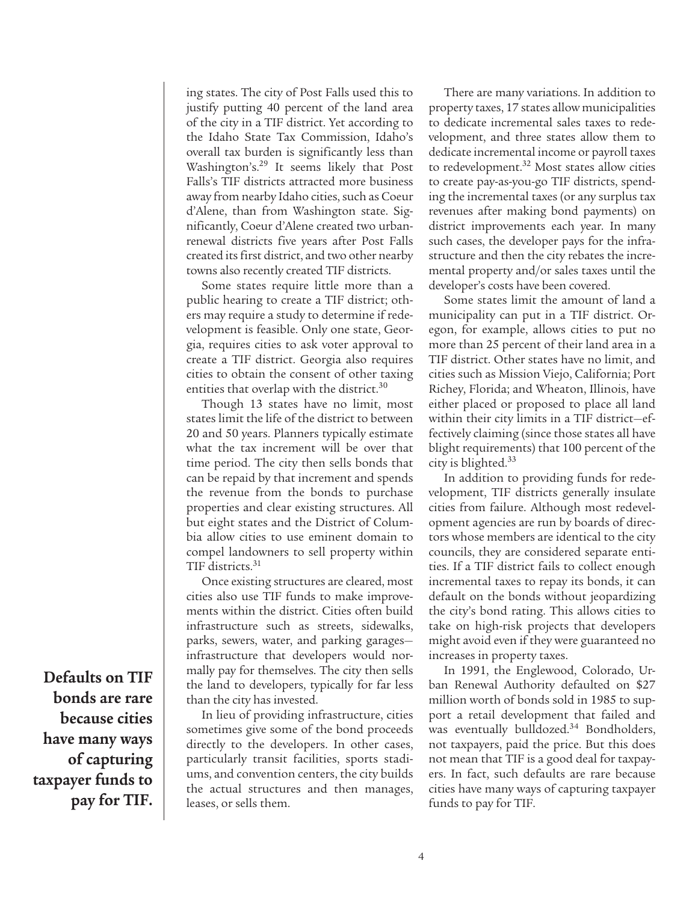ing states. The city of Post Falls used this to justify putting 40 percent of the land area of the city in a TIF district. Yet according to the Idaho State Tax Commission, Idaho's overall tax burden is significantly less than Washington's.[29] It seems likely that Post Falls's TIF districts attracted more business away from nearby Idaho cities, such as Coeur d'Alene, than from Washington state. Significantly, Coeur d'Alene created two urban-renewal districts five years after Post Falls created its first district, and two other nearby towns also recently created TIF districts.

Some states require little more than a public hearing to create a TIF district; others may require a study to determine if redevelopment is feasible. Only one state, Georgia, requires cities to ask voter approval to create a TIF district. Georgia also requires cities to obtain the consent of other taxing entities that overlap with the district.[30]

Though 13 states have no limit, most states limit the life of the district to between 20 and 50 years. Planners typically estimate what the tax increment will be over that time period. The city then sells bonds that can be repaid by that increment and spends the revenue from the bonds to purchase properties and clear existing structures. All but eight states and the District of Columbia allow cities to use eminent domain to compel landowners to sell property within TIF districts.[31]

Once existing structures are cleared, most cities also use TIF funds to make improvements within the district. Cities often build infrastructure such as streets, sidewalks, parks, sewers, water, and parking garages—infrastructure that developers would normally pay for themselves. The city then sells the land to developers, typically for far less than the city has invested.

In lieu of providing infrastructure, cities sometimes give some of the bond proceeds directly to the developers. In other cases, particularly transit facilities, sports stadiums, and convention centers, the city builds the actual structures and then manages, leases, or sells them.

There are many variations. In addition to property taxes, 17 states allow municipalities to dedicate incremental sales taxes to redevelopment, and three states allow them to dedicate incremental income or payroll taxes to redevelopment.[32] Most states allow cities to create pay-as-you-go TIF districts, spending the incremental taxes (or any surplus tax revenues after making bond payments) on district improvements each year. In many such cases, the developer pays for the infrastructure and then the city rebates the incremental property and/or sales taxes until the developer's costs have been covered.

Some states limit the amount of land a municipality can put in a TIF district. Oregon, for example, allows cities to put no more than 25 percent of their land area in a TIF district. Other states have no limit, and cities such as Mission Viejo, California; Port Richey, Florida; and Wheaton, Illinois, have either placed or proposed to place all land within their city limits in a TIF district—effectively claiming (since those states all have blight requirements) that 100 percent of the city is blighted.[33]

In addition to providing funds for redevelopment, TIF districts generally insulate cities from failure. Although most redevelopment agencies are run by boards of directors whose members are identical to the city councils, they are considered separate entities. If a TIF district fails to collect enough incremental taxes to repay its bonds, it can default on the bonds without jeopardizing the city's bond rating. This allows cities to take on high-risk projects that developers might avoid even if they were guaranteed no increases in property taxes.

In 1991, the Englewood, Colorado, Urban Renewal Authority defaulted on $27 million worth of bonds sold in 1985 to support a retail development that failed and was eventually bulldozed.[34] Bondholders, not taxpayers, paid the price. But this does not mean that TIF is a good deal for taxpayers. In fact, such defaults are rare because cities have many ways of capturing taxpayer funds to pay for TIF.

**Defaults on TIF bonds are rare because cities have many ways of capturing taxpayer funds to pay for TIF.**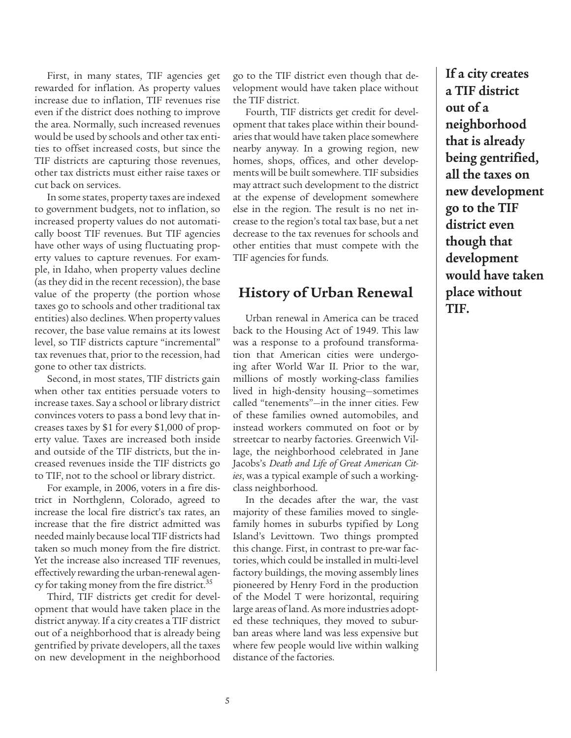First, in many states, TIF agencies get rewarded for inflation. As property values increase due to inflation, TIF revenues rise even if the district does nothing to improve the area. Normally, such increased revenues would be used by schools and other tax entities to offset increased costs, but since the TIF districts are capturing those revenues, other tax districts must either raise taxes or cut back on services.

In some states, property taxes are indexed to government budgets, not to inflation, so increased property values do not automatically boost TIF revenues. But TIF agencies have other ways of using fluctuating property values to capture revenues. For example, in Idaho, when property values decline (as they did in the recent recession), the base value of the property (the portion whose taxes go to schools and other traditional tax entities) also declines. When property values recover, the base value remains at its lowest level, so TIF districts capture "incremental" tax revenues that, prior to the recession, had gone to other tax districts.

Second, in most states, TIF districts gain when other tax entities persuade voters to increase taxes. Say a school or library district convinces voters to pass a bond levy that increases taxes by $1 for every $1,000 of property value. Taxes are increased both inside and outside of the TIF districts, but the increased revenues inside the TIF districts go to TIF, not to the school or library district.

For example, in 2006, voters in a fire district in Northglenn, Colorado, agreed to increase the local fire district's tax rates, an increase that the fire district admitted was needed mainly because local TIF districts had taken so much money from the fire district. Yet the increase also increased TIF revenues, effectively rewarding the urban-renewal agency for taking money from the fire district.[35]

Third, TIF districts get credit for development that would have taken place in the district anyway. If a city creates a TIF district out of a neighborhood that is already being gentrified by private developers, all the taxes on new development in the neighborhood go to the TIF district even though that development would have taken place without the TIF district.

Fourth, TIF districts get credit for development that takes place within their boundaries that would have taken place somewhere nearby anyway. In a growing region, new homes, shops, offices, and other developments will be built somewhere. TIF subsidies may attract such development to the district at the expense of development somewhere else in the region. The result is no net increase to the region's total tax base, but a net decrease to the tax revenues for schools and other entities that must compete with the TIF agencies for funds.

**If a city creates a TIF district out of a neighborhood that is already being gentrified, all the taxes on new development go to the TIF district even though that development would have taken place without TIF.**

## History of Urban Renewal

Urban renewal in America can be traced back to the Housing Act of 1949. This law was a response to a profound transformation that American cities were undergoing after World War II. Prior to the war, millions of mostly working-class families lived in high-density housing—sometimes called "tenements"—in the inner cities. Few of these families owned automobiles, and instead workers commuted on foot or by streetcar to nearby factories. Greenwich Village, the neighborhood celebrated in Jane Jacobs's *Death and Life of Great American Cities*, was a typical example of such a working-class neighborhood.

In the decades after the war, the vast majority of these families moved to single-family homes in suburbs typified by Long Island's Levittown. Two things prompted this change. First, in contrast to pre-war factories, which could be installed in multi-level factory buildings, the moving assembly lines pioneered by Henry Ford in the production of the Model T were horizontal, requiring large areas of land. As more industries adopted these techniques, they moved to suburban areas where land was less expensive but where few people would live within walking distance of the factories.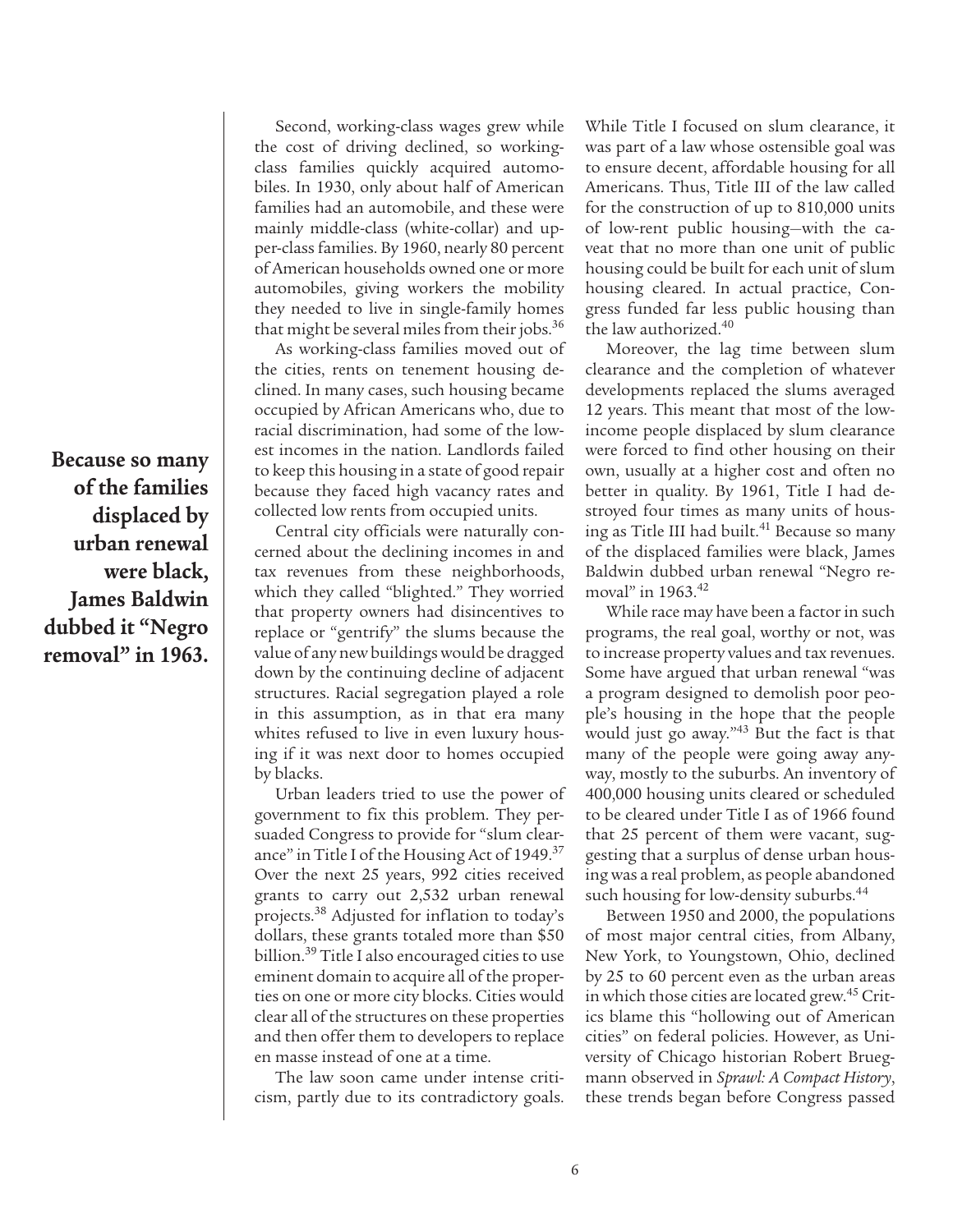**Because so many of the families displaced by urban renewal were black, James Baldwin dubbed it "Negro removal" in 1963.**

Second, working-class wages grew while the cost of driving declined, so working-class families quickly acquired automobiles. In 1930, only about half of American families had an automobile, and these were mainly middle-class (white-collar) and upper-class families. By 1960, nearly 80 percent of American households owned one or more automobiles, giving workers the mobility they needed to live in single-family homes that might be several miles from their jobs.[36]

As working-class families moved out of the cities, rents on tenement housing declined. In many cases, such housing became occupied by African Americans who, due to racial discrimination, had some of the lowest incomes in the nation. Landlords failed to keep this housing in a state of good repair because they faced high vacancy rates and collected low rents from occupied units.

Central city officials were naturally concerned about the declining incomes in and tax revenues from these neighborhoods, which they called "blighted." They worried that property owners had disincentives to replace or "gentrify" the slums because the value of any new buildings would be dragged down by the continuing decline of adjacent structures. Racial segregation played a role in this assumption, as in that era many whites refused to live in even luxury housing if it was next door to homes occupied by blacks.

Urban leaders tried to use the power of government to fix this problem. They persuaded Congress to provide for "slum clearance" in Title I of the Housing Act of 1949.[37] Over the next 25 years, 992 cities received grants to carry out 2,532 urban renewal projects.[38] Adjusted for inflation to today's dollars, these grants totaled more than $50 billion.[39] Title I also encouraged cities to use eminent domain to acquire all of the properties on one or more city blocks. Cities would clear all of the structures on these properties and then offer them to developers to replace en masse instead of one at a time.

The law soon came under intense criticism, partly due to its contradictory goals. While Title I focused on slum clearance, it was part of a law whose ostensible goal was to ensure decent, affordable housing for all Americans. Thus, Title III of the law called for the construction of up to 810,000 units of low-rent public housing—with the caveat that no more than one unit of public housing could be built for each unit of slum housing cleared. In actual practice, Congress funded far less public housing than the law authorized.[40]

Moreover, the lag time between slum clearance and the completion of whatever developments replaced the slums averaged 12 years. This meant that most of the low-income people displaced by slum clearance were forced to find other housing on their own, usually at a higher cost and often no better in quality. By 1961, Title I had destroyed four times as many units of housing as Title III had built.[41] Because so many of the displaced families were black, James Baldwin dubbed urban renewal "Negro removal" in 1963.[42]

While race may have been a factor in such programs, the real goal, worthy or not, was to increase property values and tax revenues. Some have argued that urban renewal "was a program designed to demolish poor people's housing in the hope that the people would just go away."[43] But the fact is that many of the people were going away anyway, mostly to the suburbs. An inventory of 400,000 housing units cleared or scheduled to be cleared under Title I as of 1966 found that 25 percent of them were vacant, suggesting that a surplus of dense urban housing was a real problem, as people abandoned such housing for low-density suburbs.[44]

Between 1950 and 2000, the populations of most major central cities, from Albany, New York, to Youngstown, Ohio, declined by 25 to 60 percent even as the urban areas in which those cities are located grew.[45] Critics blame this "hollowing out of American cities" on federal policies. However, as University of Chicago historian Robert Bruegmann observed in *Sprawl: A Compact History*, these trends began before Congress passed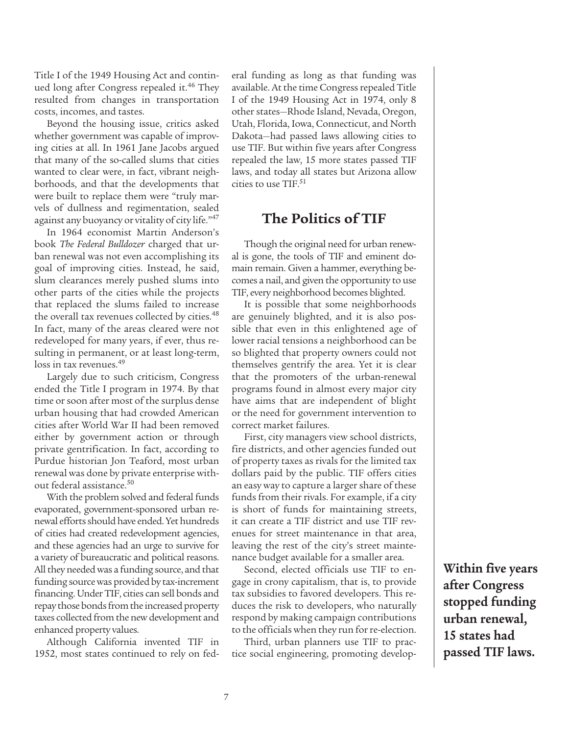Title I of the 1949 Housing Act and continued long after Congress repealed it.[46] They resulted from changes in transportation costs, incomes, and tastes.

Beyond the housing issue, critics asked whether government was capable of improving cities at all. In 1961 Jane Jacobs argued that many of the so-called slums that cities wanted to clear were, in fact, vibrant neighborhoods, and that the developments that were built to replace them were "truly marvels of dullness and regimentation, sealed against any buoyancy or vitality of city life."[47]

In 1964 economist Martin Anderson's book *The Federal Bulldozer* charged that urban renewal was not even accomplishing its goal of improving cities. Instead, he said, slum clearances merely pushed slums into other parts of the cities while the projects that replaced the slums failed to increase the overall tax revenues collected by cities.[48] In fact, many of the areas cleared were not redeveloped for many years, if ever, thus resulting in permanent, or at least long-term, loss in tax revenues.[49]

Largely due to such criticism, Congress ended the Title I program in 1974. By that time or soon after most of the surplus dense urban housing that had crowded American cities after World War II had been removed either by government action or through private gentrification. In fact, according to Purdue historian Jon Teaford, most urban renewal was done by private enterprise without federal assistance.[50]

With the problem solved and federal funds evaporated, government-sponsored urban renewal efforts should have ended. Yet hundreds of cities had created redevelopment agencies, and these agencies had an urge to survive for a variety of bureaucratic and political reasons. All they needed was a funding source, and that funding source was provided by tax-increment financing. Under TIF, cities can sell bonds and repay those bonds from the increased property taxes collected from the new development and enhanced property values.

Although California invented TIF in 1952, most states continued to rely on federal funding as long as that funding was available. At the time Congress repealed Title I of the 1949 Housing Act in 1974, only 8 other states—Rhode Island, Nevada, Oregon, Utah, Florida, Iowa, Connecticut, and North Dakota—had passed laws allowing cities to use TIF. But within five years after Congress repealed the law, 15 more states passed TIF laws, and today all states but Arizona allow cities to use TIF.[51]

## The Politics of TIF

Though the original need for urban renewal is gone, the tools of TIF and eminent domain remain. Given a hammer, everything becomes a nail, and given the opportunity to use TIF, every neighborhood becomes blighted.

It is possible that some neighborhoods are genuinely blighted, and it is also possible that even in this enlightened age of lower racial tensions a neighborhood can be so blighted that property owners could not themselves gentrify the area. Yet it is clear that the promoters of the urban-renewal programs found in almost every major city have aims that are independent of blight or the need for government intervention to correct market failures.

First, city managers view school districts, fire districts, and other agencies funded out of property taxes as rivals for the limited tax dollars paid by the public. TIF offers cities an easy way to capture a larger share of these funds from their rivals. For example, if a city is short of funds for maintaining streets, it can create a TIF district and use TIF revenues for street maintenance in that area, leaving the rest of the city's street maintenance budget available for a smaller area.

Second, elected officials use TIF to engage in crony capitalism, that is, to provide tax subsidies to favored developers. This reduces the risk to developers, who naturally respond by making campaign contributions to the officials when they run for re-election.

Third, urban planners use TIF to practice social engineering, promoting develop-

**Within five years after Congress stopped funding urban renewal, 15 states had passed TIF laws.**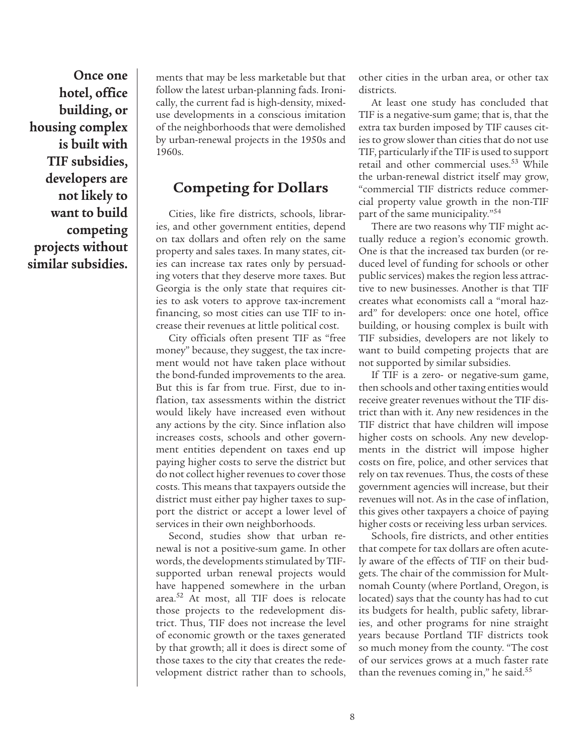**Once one hotel, office building, or housing complex is built with TIF subsidies, developers are not likely to want to build competing projects without similar subsidies.**

ments that may be less marketable but that follow the latest urban-planning fads. Ironically, the current fad is high-density, mixed-use developments in a conscious imitation of the neighborhoods that were demolished by urban-renewal projects in the 1950s and 1960s.

## Competing for Dollars

Cities, like fire districts, schools, libraries, and other government entities, depend on tax dollars and often rely on the same property and sales taxes. In many states, cities can increase tax rates only by persuading voters that they deserve more taxes. But Georgia is the only state that requires cities to ask voters to approve tax-increment financing, so most cities can use TIF to increase their revenues at little political cost.

City officials often present TIF as "free money" because, they suggest, the tax increment would not have taken place without the bond-funded improvements to the area. But this is far from true. First, due to inflation, tax assessments within the district would likely have increased even without any actions by the city. Since inflation also increases costs, schools and other government entities dependent on taxes end up paying higher costs to serve the district but do not collect higher revenues to cover those costs. This means that taxpayers outside the district must either pay higher taxes to support the district or accept a lower level of services in their own neighborhoods.

Second, studies show that urban renewal is not a positive-sum game. In other words, the developments stimulated by TIF-supported urban renewal projects would have happened somewhere in the urban area.[52] At most, all TIF does is relocate those projects to the redevelopment district. Thus, TIF does not increase the level of economic growth or the taxes generated by that growth; all it does is direct some of those taxes to the city that creates the redevelopment district rather than to schools, other cities in the urban area, or other tax districts.

At least one study has concluded that TIF is a negative-sum game; that is, that the extra tax burden imposed by TIF causes cities to grow slower than cities that do not use TIF, particularly if the TIF is used to support retail and other commercial uses.[53] While the urban-renewal district itself may grow, "commercial TIF districts reduce commercial property value growth in the non-TIF part of the same municipality."[54]

There are two reasons why TIF might actually reduce a region's economic growth. One is that the increased tax burden (or reduced level of funding for schools or other public services) makes the region less attractive to new businesses. Another is that TIF creates what economists call a "moral hazard" for developers: once one hotel, office building, or housing complex is built with TIF subsidies, developers are not likely to want to build competing projects that are not supported by similar subsidies.

If TIF is a zero- or negative-sum game, then schools and other taxing entities would receive greater revenues without the TIF district than with it. Any new residences in the TIF district that have children will impose higher costs on schools. Any new developments in the district will impose higher costs on fire, police, and other services that rely on tax revenues. Thus, the costs of these government agencies will increase, but their revenues will not. As in the case of inflation, this gives other taxpayers a choice of paying higher costs or receiving less urban services.

Schools, fire districts, and other entities that compete for tax dollars are often acutely aware of the effects of TIF on their budgets. The chair of the commission for Multnomah County (where Portland, Oregon, is located) says that the county has had to cut its budgets for health, public safety, libraries, and other programs for nine straight years because Portland TIF districts took so much money from the county. "The cost of our services grows at a much faster rate than the revenues coming in," he said.[55]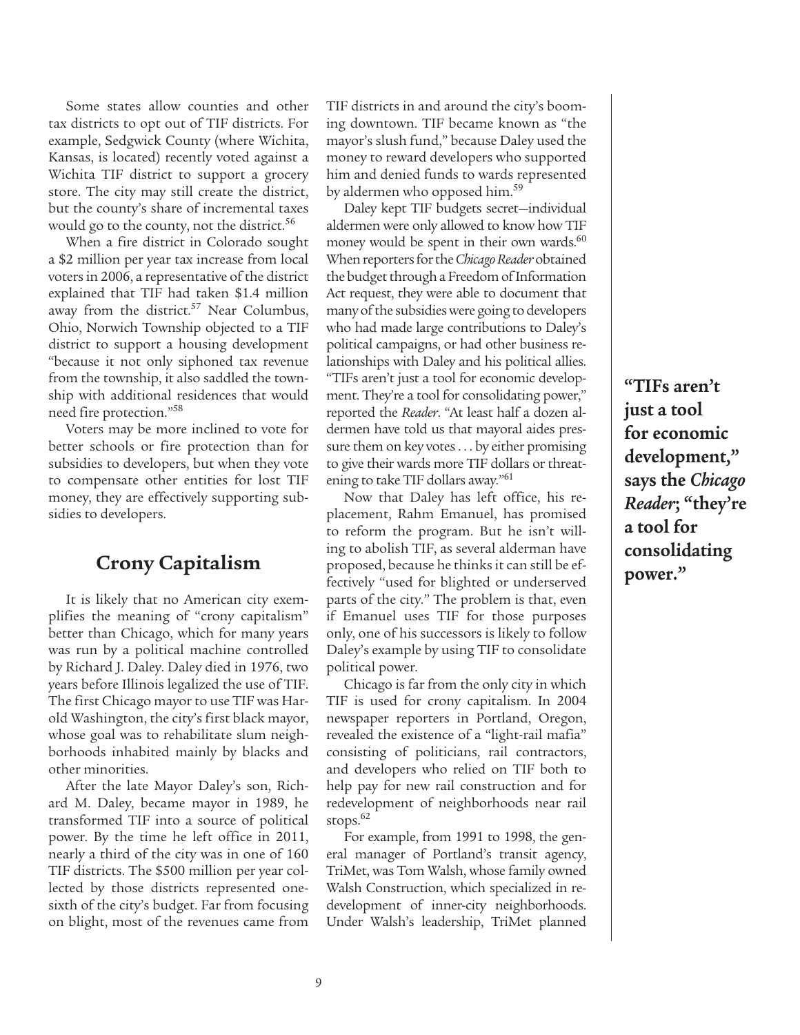Some states allow counties and other tax districts to opt out of TIF districts. For example, Sedgwick County (where Wichita, Kansas, is located) recently voted against a Wichita TIF district to support a grocery store. The city may still create the district, but the county's share of incremental taxes would go to the county, not the district.[56]

When a fire district in Colorado sought a $2 million per year tax increase from local voters in 2006, a representative of the district explained that TIF had taken $1.4 million away from the district.[57] Near Columbus, Ohio, Norwich Township objected to a TIF district to support a housing development "because it not only siphoned tax revenue from the township, it also saddled the township with additional residences that would need fire protection."[58]

Voters may be more inclined to vote for better schools or fire protection than for subsidies to developers, but when they vote to compensate other entities for lost TIF money, they are effectively supporting subsidies to developers.

## Crony Capitalism

It is likely that no American city exemplifies the meaning of "crony capitalism" better than Chicago, which for many years was run by a political machine controlled by Richard J. Daley. Daley died in 1976, two years before Illinois legalized the use of TIF. The first Chicago mayor to use TIF was Harold Washington, the city's first black mayor, whose goal was to rehabilitate slum neighborhoods inhabited mainly by blacks and other minorities.

After the late Mayor Daley's son, Richard M. Daley, became mayor in 1989, he transformed TIF into a source of political power. By the time he left office in 2011, nearly a third of the city was in one of 160 TIF districts. The $500 million per year collected by those districts represented one-sixth of the city's budget. Far from focusing on blight, most of the revenues came from TIF districts in and around the city's booming downtown. TIF became known as "the mayor's slush fund," because Daley used the money to reward developers who supported him and denied funds to wards represented by aldermen who opposed him.[59]

Daley kept TIF budgets secret—individual aldermen were only allowed to know how TIF money would be spent in their own wards.[60] When reporters for the *Chicago Reader* obtained the budget through a Freedom of Information Act request, they were able to document that many of the subsidies were going to developers who had made large contributions to Daley's political campaigns, or had other business relationships with Daley and his political allies. "TIFs aren't just a tool for economic development. They're a tool for consolidating power," reported the *Reader*. "At least half a dozen aldermen have told us that mayoral aides pressure them on key votes . . . by either promising to give their wards more TIF dollars or threatening to take TIF dollars away."[61]

**"TIFs aren't just a tool for economic development," says the *Chicago Reader*; "they're a tool for consolidating power."**

Now that Daley has left office, his replacement, Rahm Emanuel, has promised to reform the program. But he isn't willing to abolish TIF, as several alderman have proposed, because he thinks it can still be effectively "used for blighted or underserved parts of the city." The problem is that, even if Emanuel uses TIF for those purposes only, one of his successors is likely to follow Daley's example by using TIF to consolidate political power.

Chicago is far from the only city in which TIF is used for crony capitalism. In 2004 newspaper reporters in Portland, Oregon, revealed the existence of a "light-rail mafia" consisting of politicians, rail contractors, and developers who relied on TIF both to help pay for new rail construction and for redevelopment of neighborhoods near rail stops.[62]

For example, from 1991 to 1998, the general manager of Portland's transit agency, TriMet, was Tom Walsh, whose family owned Walsh Construction, which specialized in redevelopment of inner-city neighborhoods. Under Walsh's leadership, TriMet planned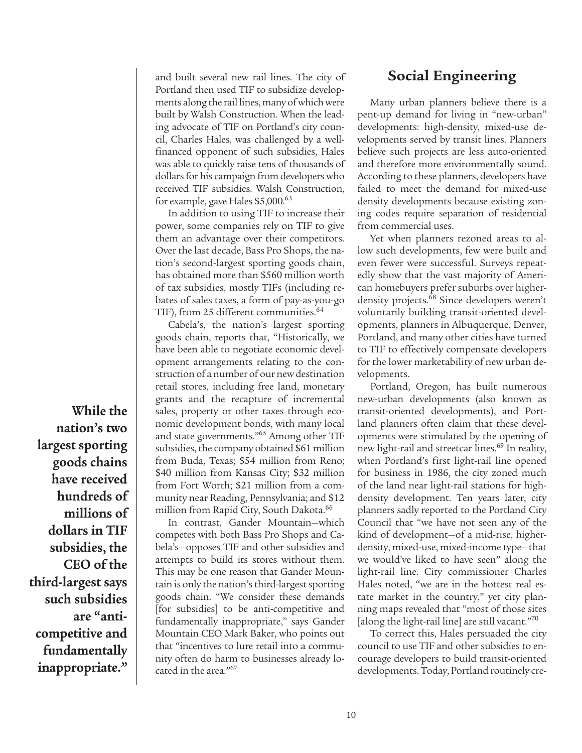and built several new rail lines. The city of Portland then used TIF to subsidize developments along the rail lines, many of which were built by Walsh Construction. When the leading advocate of TIF on Portland's city council, Charles Hales, was challenged by a well-financed opponent of such subsidies, Hales was able to quickly raise tens of thousands of dollars for his campaign from developers who received TIF subsidies. Walsh Construction, for example, gave Hales $5,000.[63]

In addition to using TIF to increase their power, some companies rely on TIF to give them an advantage over their competitors. Over the last decade, Bass Pro Shops, the nation's second-largest sporting goods chain, has obtained more than $560 million worth of tax subsidies, mostly TIFs (including rebates of sales taxes, a form of pay-as-you-go TIF), from 25 different communities.[64]

Cabela's, the nation's largest sporting goods chain, reports that, "Historically, we have been able to negotiate economic development arrangements relating to the construction of a number of our new destination retail stores, including free land, monetary grants and the recapture of incremental sales, property or other taxes through economic development bonds, with many local and state governments."[65] Among other TIF subsidies, the company obtained $61 million from Buda, Texas; $54 million from Reno; $40 million from Kansas City; $32 million from Fort Worth; $21 million from a community near Reading, Pennsylvania; and $12 million from Rapid City, South Dakota.[66]

**While the nation's two largest sporting goods chains have received hundreds of millions of dollars in TIF subsidies, the CEO of the third-largest says such subsidies are "anti-competitive and fundamentally inappropriate."**

In contrast, Gander Mountain—which competes with both Bass Pro Shops and Cabela's—opposes TIF and other subsidies and attempts to build its stores without them. This may be one reason that Gander Mountain is only the nation's third-largest sporting goods chain. "We consider these demands [for subsidies] to be anti-competitive and fundamentally inappropriate," says Gander Mountain CEO Mark Baker, who points out that "incentives to lure retail into a community often do harm to businesses already located in the area."[67]

## Social Engineering

Many urban planners believe there is a pent-up demand for living in "new-urban" developments: high-density, mixed-use developments served by transit lines. Planners believe such projects are less auto-oriented and therefore more environmentally sound. According to these planners, developers have failed to meet the demand for mixed-use density developments because existing zoning codes require separation of residential from commercial uses.

Yet when planners rezoned areas to allow such developments, few were built and even fewer were successful. Surveys repeatedly show that the vast majority of American homebuyers prefer suburbs over higher-density projects.[68] Since developers weren't voluntarily building transit-oriented developments, planners in Albuquerque, Denver, Portland, and many other cities have turned to TIF to effectively compensate developers for the lower marketability of new urban developments.

Portland, Oregon, has built numerous new-urban developments (also known as transit-oriented developments), and Portland planners often claim that these developments were stimulated by the opening of new light-rail and streetcar lines.[69] In reality, when Portland's first light-rail line opened for business in 1986, the city zoned much of the land near light-rail stations for high-density development. Ten years later, city planners sadly reported to the Portland City Council that "we have not seen any of the kind of development—of a mid-rise, higher-density, mixed-use, mixed-income type—that we would've liked to have seen" along the light-rail line. City commissioner Charles Hales noted, "we are in the hottest real estate market in the country," yet city planning maps revealed that "most of those sites [along the light-rail line] are still vacant."[70]

To correct this, Hales persuaded the city council to use TIF and other subsidies to encourage developers to build transit-oriented developments. Today, Portland routinely cre-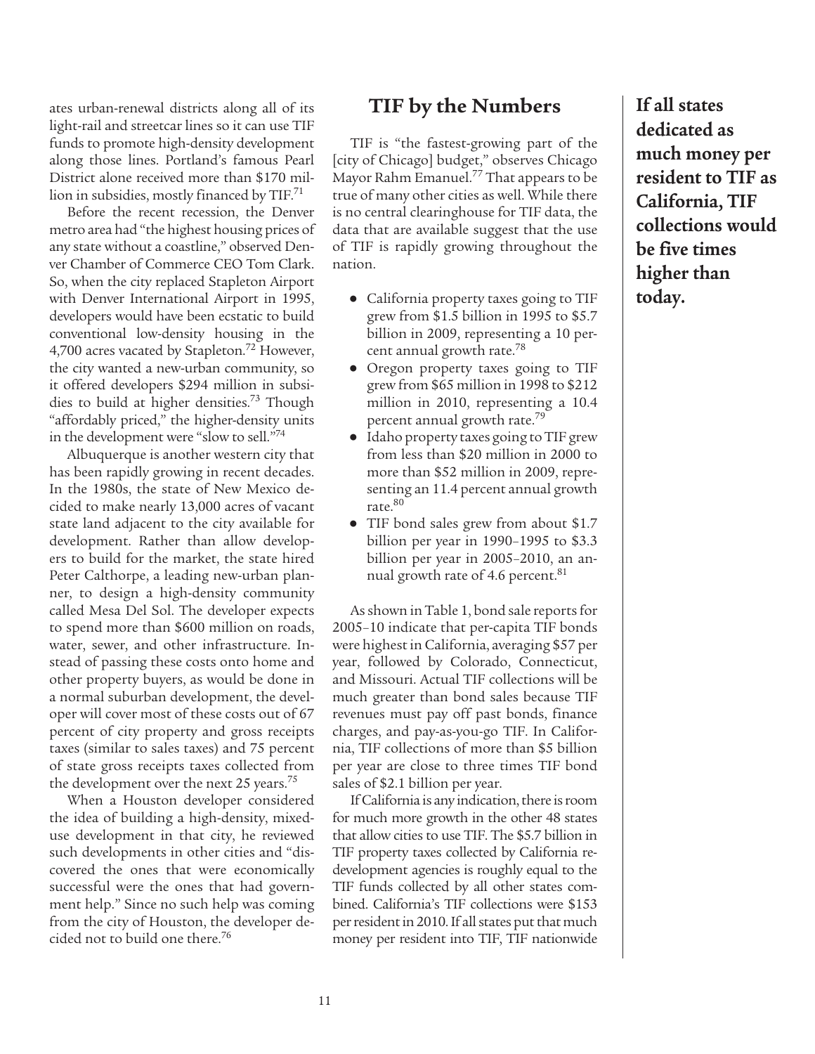ates urban-renewal districts along all of its light-rail and streetcar lines so it can use TIF funds to promote high-density development along those lines. Portland's famous Pearl District alone received more than $170 million in subsidies, mostly financed by TIF.[71]

Before the recent recession, the Denver metro area had "the highest housing prices of any state without a coastline," observed Denver Chamber of Commerce CEO Tom Clark. So, when the city replaced Stapleton Airport with Denver International Airport in 1995, developers would have been ecstatic to build conventional low-density housing in the 4,700 acres vacated by Stapleton.[72] However, the city wanted a new-urban community, so it offered developers $294 million in subsidies to build at higher densities.[73] Though "affordably priced," the higher-density units in the development were "slow to sell."[74]

Albuquerque is another western city that has been rapidly growing in recent decades. In the 1980s, the state of New Mexico decided to make nearly 13,000 acres of vacant state land adjacent to the city available for development. Rather than allow developers to build for the market, the state hired Peter Calthorpe, a leading new-urban planner, to design a high-density community called Mesa Del Sol. The developer expects to spend more than $600 million on roads, water, sewer, and other infrastructure. Instead of passing these costs onto home and other property buyers, as would be done in a normal suburban development, the developer will cover most of these costs out of 67 percent of city property and gross receipts taxes (similar to sales taxes) and 75 percent of state gross receipts taxes collected from the development over the next 25 years.[75]

When a Houston developer considered the idea of building a high-density, mixed-use development in that city, he reviewed such developments in other cities and "discovered the ones that were economically successful were the ones that had government help." Since no such help was coming from the city of Houston, the developer decided not to build one there.[76]

## TIF by the Numbers

TIF is "the fastest-growing part of the [city of Chicago] budget," observes Chicago Mayor Rahm Emanuel.[77] That appears to be true of many other cities as well. While there is no central clearinghouse for TIF data, the data that are available suggest that the use of TIF is rapidly growing throughout the nation.

- California property taxes going to TIF grew from $1.5 billion in 1995 to $5.7 billion in 2009, representing a 10 percent annual growth rate.[78]
- Oregon property taxes going to TIF grew from $65 million in 1998 to $212 million in 2010, representing a 10.4 percent annual growth rate.[79]
- Idaho property taxes going to TIF grew from less than $20 million in 2000 to more than $52 million in 2009, representing an 11.4 percent annual growth rate.[80]
- TIF bond sales grew from about $1.7 billion per year in 1990–1995 to $3.3 billion per year in 2005–2010, an annual growth rate of 4.6 percent.[81]

As shown in Table 1, bond sale reports for 2005–10 indicate that per-capita TIF bonds were highest in California, averaging $57 per year, followed by Colorado, Connecticut, and Missouri. Actual TIF collections will be much greater than bond sales because TIF revenues must pay off past bonds, finance charges, and pay-as-you-go TIF. In California, TIF collections of more than $5 billion per year are close to three times TIF bond sales of $2.1 billion per year.

If California is any indication, there is room for much more growth in the other 48 states that allow cities to use TIF. The $5.7 billion in TIF property taxes collected by California redevelopment agencies is roughly equal to the TIF funds collected by all other states combined. California's TIF collections were $153 per resident in 2010. If all states put that much money per resident into TIF, TIF nationwide

**If all states dedicated as much money per resident to TIF as California, TIF collections would be five times higher than today.**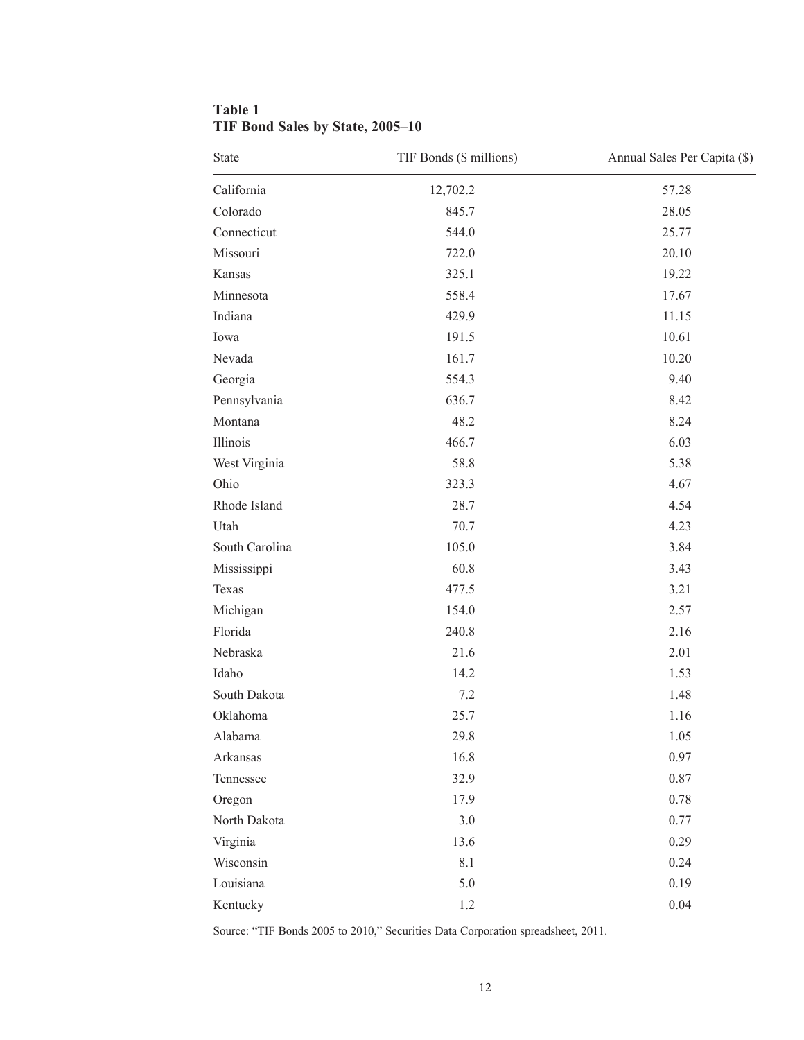**Table 1**
**TIF Bond Sales by State, 2005–10**

| State | TIF Bonds ($ millions) | Annual Sales Per Capita ($) |
|---|---|---|
| California | 12,702.2 | 57.28 |
| Colorado | 845.7 | 28.05 |
| Connecticut | 544.0 | 25.77 |
| Missouri | 722.0 | 20.10 |
| Kansas | 325.1 | 19.22 |
| Minnesota | 558.4 | 17.67 |
| Indiana | 429.9 | 11.15 |
| Iowa | 191.5 | 10.61 |
| Nevada | 161.7 | 10.20 |
| Georgia | 554.3 | 9.40 |
| Pennsylvania | 636.7 | 8.42 |
| Montana | 48.2 | 8.24 |
| Illinois | 466.7 | 6.03 |
| West Virginia | 58.8 | 5.38 |
| Ohio | 323.3 | 4.67 |
| Rhode Island | 28.7 | 4.54 |
| Utah | 70.7 | 4.23 |
| South Carolina | 105.0 | 3.84 |
| Mississippi | 60.8 | 3.43 |
| Texas | 477.5 | 3.21 |
| Michigan | 154.0 | 2.57 |
| Florida | 240.8 | 2.16 |
| Nebraska | 21.6 | 2.01 |
| Idaho | 14.2 | 1.53 |
| South Dakota | 7.2 | 1.48 |
| Oklahoma | 25.7 | 1.16 |
| Alabama | 29.8 | 1.05 |
| Arkansas | 16.8 | 0.97 |
| Tennessee | 32.9 | 0.87 |
| Oregon | 17.9 | 0.78 |
| North Dakota | 3.0 | 0.77 |
| Virginia | 13.6 | 0.29 |
| Wisconsin | 8.1 | 0.24 |
| Louisiana | 5.0 | 0.19 |
| Kentucky | 1.2 | 0.04 |

Source: "TIF Bonds 2005 to 2010," Securities Data Corporation spreadsheet, 2011.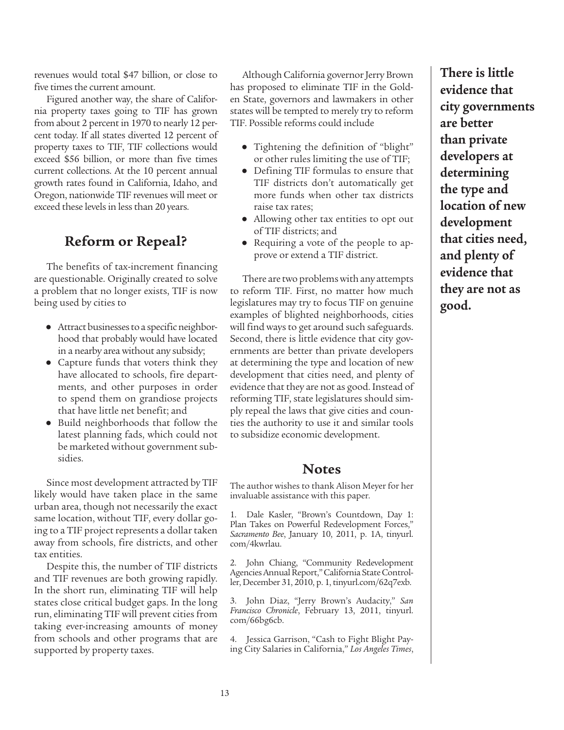revenues would total $47 billion, or close to five times the current amount.

Figured another way, the share of California property taxes going to TIF has grown from about 2 percent in 1970 to nearly 12 percent today. If all states diverted 12 percent of property taxes to TIF, TIF collections would exceed $56 billion, or more than five times current collections. At the 10 percent annual growth rates found in California, Idaho, and Oregon, nationwide TIF revenues will meet or exceed these levels in less than 20 years.

## Reform or Repeal?

The benefits of tax-increment financing are questionable. Originally created to solve a problem that no longer exists, TIF is now being used by cities to

- Attract businesses to a specific neighborhood that probably would have located in a nearby area without any subsidy;
- Capture funds that voters think they have allocated to schools, fire departments, and other purposes in order to spend them on grandiose projects that have little net benefit; and
- Build neighborhoods that follow the latest planning fads, which could not be marketed without government subsidies.

Since most development attracted by TIF likely would have taken place in the same urban area, though not necessarily the exact same location, without TIF, every dollar going to a TIF project represents a dollar taken away from schools, fire districts, and other tax entities.

Despite this, the number of TIF districts and TIF revenues are both growing rapidly. In the short run, eliminating TIF will help states close critical budget gaps. In the long run, eliminating TIF will prevent cities from taking ever-increasing amounts of money from schools and other programs that are supported by property taxes.

Although California governor Jerry Brown has proposed to eliminate TIF in the Golden State, governors and lawmakers in other states will be tempted to merely try to reform TIF. Possible reforms could include

- Tightening the definition of "blight" or other rules limiting the use of TIF;
- Defining TIF formulas to ensure that TIF districts don't automatically get more funds when other tax districts raise tax rates;
- Allowing other tax entities to opt out of TIF districts; and
- Requiring a vote of the people to approve or extend a TIF district.

There are two problems with any attempts to reform TIF. First, no matter how much legislatures may try to focus TIF on genuine examples of blighted neighborhoods, cities will find ways to get around such safeguards. Second, there is little evidence that city governments are better than private developers at determining the type and location of new development that cities need, and plenty of evidence that they are not as good. Instead of reforming TIF, state legislatures should simply repeal the laws that give cities and counties the authority to use it and similar tools to subsidize economic development.

**There is little evidence that city governments are better than private developers at determining the type and location of new development that cities need, and plenty of evidence that they are not as good.**

## Notes

The author wishes to thank Alison Meyer for her invaluable assistance with this paper.

1. Dale Kasler, "Brown's Countdown, Day 1: Plan Takes on Powerful Redevelopment Forces," *Sacramento Bee*, January 10, 2011, p. 1A, tinyurl.com/4kwrlau.

2. John Chiang, "Community Redevelopment Agencies Annual Report," California State Controller, December 31, 2010, p. 1, tinyurl.com/62q7exb.

3. John Diaz, "Jerry Brown's Audacity," *San Francisco Chronicle*, February 13, 2011, tinyurl.com/66bg6cb.

4. Jessica Garrison, "Cash to Fight Blight Paying City Salaries in California," *Los Angeles Times*,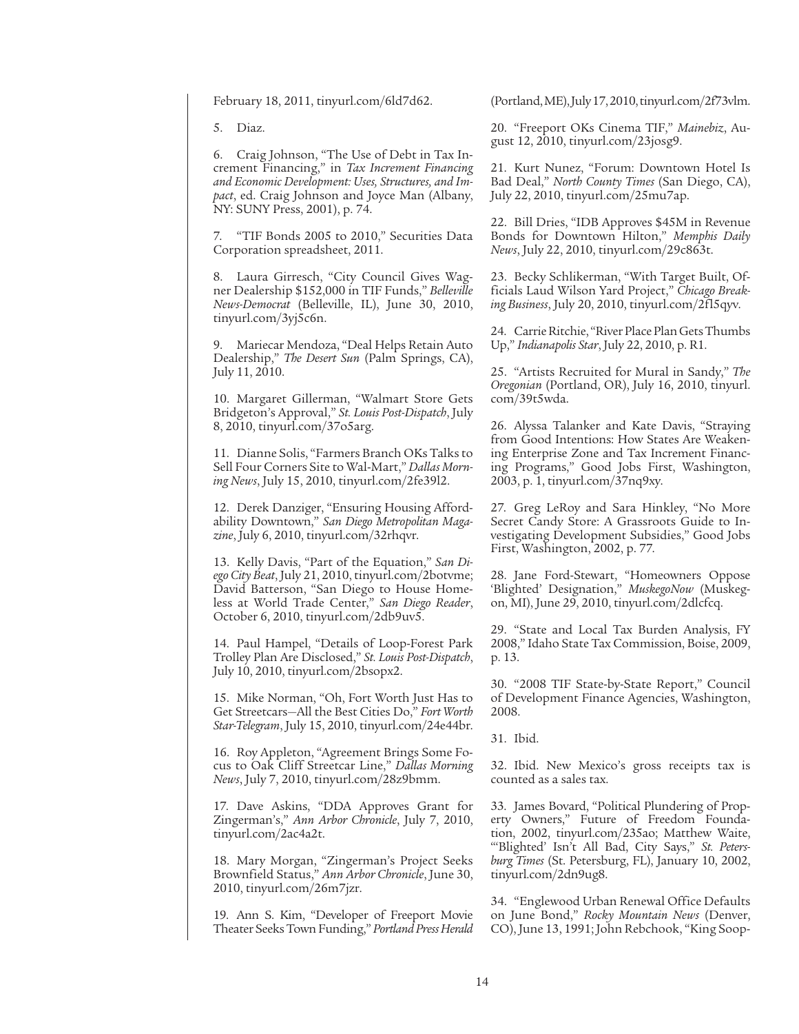February 18, 2011, tinyurl.com/6ld7d62.

5. Diaz.

6. Craig Johnson, "The Use of Debt in Tax Increment Financing," in *Tax Increment Financing and Economic Development: Uses, Structures, and Impact*, ed. Craig Johnson and Joyce Man (Albany, NY: SUNY Press, 2001), p. 74.

7. "TIF Bonds 2005 to 2010," Securities Data Corporation spreadsheet, 2011.

8. Laura Girresch, "City Council Gives Wagner Dealership $152,000 in TIF Funds," *Belleville News-Democrat* (Belleville, IL), June 30, 2010, tinyurl.com/3yj5c6n.

9. Mariecar Mendoza, "Deal Helps Retain Auto Dealership," *The Desert Sun* (Palm Springs, CA), July 11, 2010.

10. Margaret Gillerman, "Walmart Store Gets Bridgeton's Approval," *St. Louis Post-Dispatch*, July 8, 2010, tinyurl.com/37o5arg.

11. Dianne Solis, "Farmers Branch OKs Talks to Sell Four Corners Site to Wal-Mart," *Dallas Morning News*, July 15, 2010, tinyurl.com/2fe39l2.

12. Derek Danziger, "Ensuring Housing Affordability Downtown," *San Diego Metropolitan Magazine*, July 6, 2010, tinyurl.com/32rhqvr.

13. Kelly Davis, "Part of the Equation," *San Diego City Beat*, July 21, 2010, tinyurl.com/2botvme; David Batterson, "San Diego to House Homeless at World Trade Center," *San Diego Reader*, October 6, 2010, tinyurl.com/2db9uv5.

14. Paul Hampel, "Details of Loop-Forest Park Trolley Plan Are Disclosed," *St. Louis Post-Dispatch*, July 10, 2010, tinyurl.com/2bsopx2.

15. Mike Norman, "Oh, Fort Worth Just Has to Get Streetcars—All the Best Cities Do," *Fort Worth Star-Telegram*, July 15, 2010, tinyurl.com/24e44br.

16. Roy Appleton, "Agreement Brings Some Focus to Oak Cliff Streetcar Line," *Dallas Morning News*, July 7, 2010, tinyurl.com/28z9bmm.

17. Dave Askins, "DDA Approves Grant for Zingerman's," *Ann Arbor Chronicle*, July 7, 2010, tinyurl.com/2ac4a2t.

18. Mary Morgan, "Zingerman's Project Seeks Brownfield Status," *Ann Arbor Chronicle*, June 30, 2010, tinyurl.com/26m7jzr.

19. Ann S. Kim, "Developer of Freeport Movie Theater Seeks Town Funding," *Portland Press Herald* (Portland, ME), July 17, 2010, tinyurl.com/2f73vlm.

20. "Freeport OKs Cinema TIF," *Mainebiz*, August 12, 2010, tinyurl.com/23josg9.

21. Kurt Nunez, "Forum: Downtown Hotel Is Bad Deal," *North County Times* (San Diego, CA), July 22, 2010, tinyurl.com/25mu7ap.

22. Bill Dries, "IDB Approves $45M in Revenue Bonds for Downtown Hilton," *Memphis Daily News*, July 22, 2010, tinyurl.com/29c863t.

23. Becky Schlikerman, "With Target Built, Officials Laud Wilson Yard Project," *Chicago Breaking Business*, July 20, 2010, tinyurl.com/2fl5qyv.

24. Carrie Ritchie, "River Place Plan Gets Thumbs Up," *Indianapolis Star*, July 22, 2010, p. R1.

25. "Artists Recruited for Mural in Sandy," *The Oregonian* (Portland, OR), July 16, 2010, tinyurl.com/39t5wda.

26. Alyssa Talanker and Kate Davis, "Straying from Good Intentions: How States Are Weakening Enterprise Zone and Tax Increment Financing Programs," Good Jobs First, Washington, 2003, p. 1, tinyurl.com/37nq9xy.

27. Greg LeRoy and Sara Hinkley, "No More Secret Candy Store: A Grassroots Guide to Investigating Development Subsidies," Good Jobs First, Washington, 2002, p. 77.

28. Jane Ford-Stewart, "Homeowners Oppose 'Blighted' Designation," *MuskegoNow* (Muskegon, MI), June 29, 2010, tinyurl.com/2dlcfcq.

29. "State and Local Tax Burden Analysis, FY 2008," Idaho State Tax Commission, Boise, 2009, p. 13.

30. "2008 TIF State-by-State Report," Council of Development Finance Agencies, Washington, 2008.

31. Ibid.

32. Ibid. New Mexico's gross receipts tax is counted as a sales tax.

33. James Bovard, "Political Plundering of Property Owners," Future of Freedom Foundation, 2002, tinyurl.com/235ao; Matthew Waite, "'Blighted' Isn't All Bad, City Says," *St. Petersburg Times* (St. Petersburg, FL), January 10, 2002, tinyurl.com/2dn9ug8.

34. "Englewood Urban Renewal Office Defaults on June Bond," *Rocky Mountain News* (Denver, CO), June 13, 1991; John Rebchook, "King Soop-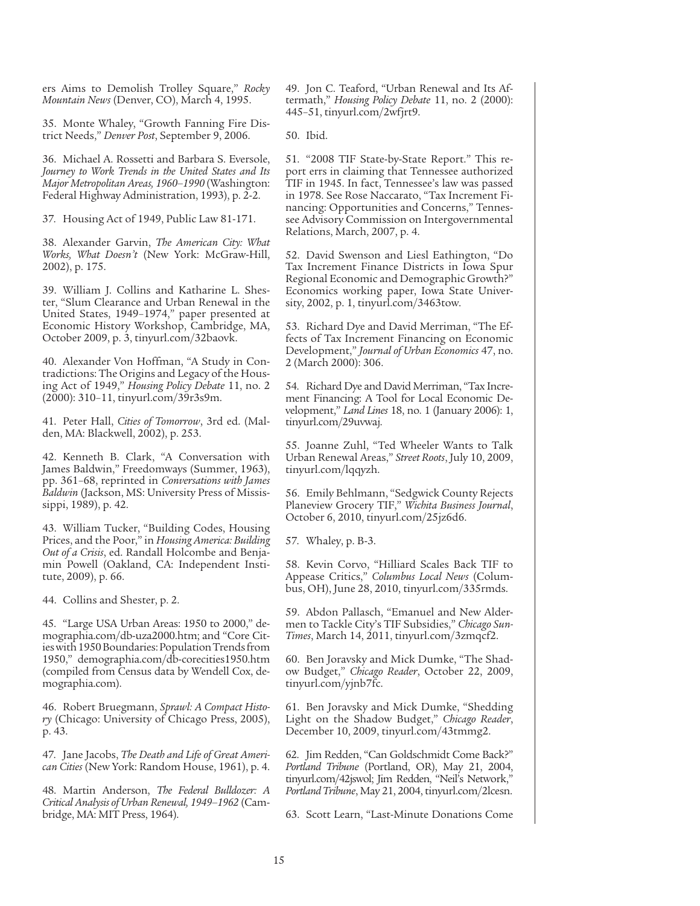ers Aims to Demolish Trolley Square," *Rocky Mountain News* (Denver, CO), March 4, 1995.

35. Monte Whaley, "Growth Fanning Fire District Needs," *Denver Post*, September 9, 2006.

36. Michael A. Rossetti and Barbara S. Eversole, *Journey to Work Trends in the United States and Its Major Metropolitan Areas, 1960–1990* (Washington: Federal Highway Administration, 1993), p. 2-2.

37. Housing Act of 1949, Public Law 81-171.

38. Alexander Garvin, *The American City: What Works, What Doesn't* (New York: McGraw-Hill, 2002), p. 175.

39. William J. Collins and Katharine L. Shester, "Slum Clearance and Urban Renewal in the United States, 1949–1974," paper presented at Economic History Workshop, Cambridge, MA, October 2009, p. 3, tinyurl.com/32baovk.

40. Alexander Von Hoffman, "A Study in Contradictions: The Origins and Legacy of the Housing Act of 1949," *Housing Policy Debate* 11, no. 2 (2000): 310–11, tinyurl.com/39r3s9m.

41. Peter Hall, *Cities of Tomorrow*, 3rd ed. (Malden, MA: Blackwell, 2002), p. 253.

42. Kenneth B. Clark, "A Conversation with James Baldwin," Freedomways (Summer, 1963), pp. 361–68, reprinted in *Conversations with James Baldwin* (Jackson, MS: University Press of Mississippi, 1989), p. 42.

43. William Tucker, "Building Codes, Housing Prices, and the Poor," in *Housing America: Building Out of a Crisis*, ed. Randall Holcombe and Benjamin Powell (Oakland, CA: Independent Institute, 2009), p. 66.

44. Collins and Shester, p. 2.

45. "Large USA Urban Areas: 1950 to 2000," demographia.com/db-uza2000.htm; and "Core Cities with 1950 Boundaries: Population Trends from 1950," demographia.com/db-corecities1950.htm (compiled from Census data by Wendell Cox, demographia.com).

46. Robert Bruegmann, *Sprawl: A Compact History* (Chicago: University of Chicago Press, 2005), p. 43.

47. Jane Jacobs, *The Death and Life of Great American Cities* (New York: Random House, 1961), p. 4.

48. Martin Anderson, *The Federal Bulldozer: A Critical Analysis of Urban Renewal, 1949–1962* (Cambridge, MA: MIT Press, 1964).

49. Jon C. Teaford, "Urban Renewal and Its Aftermath," *Housing Policy Debate* 11, no. 2 (2000): 445–51, tinyurl.com/2wfjrt9.

50. Ibid.

51. "2008 TIF State-by-State Report." This report errs in claiming that Tennessee authorized TIF in 1945. In fact, Tennessee's law was passed in 1978. See Rose Naccarato, "Tax Increment Financing: Opportunities and Concerns," Tennessee Advisory Commission on Intergovernmental Relations, March, 2007, p. 4.

52. David Swenson and Liesl Eathington, "Do Tax Increment Finance Districts in Iowa Spur Regional Economic and Demographic Growth?" Economics working paper, Iowa State University, 2002, p. 1, tinyurl.com/3463tow.

53. Richard Dye and David Merriman, "The Effects of Tax Increment Financing on Economic Development," *Journal of Urban Economics* 47, no. 2 (March 2000): 306.

54. Richard Dye and David Merriman, "Tax Increment Financing: A Tool for Local Economic Development," *Land Lines* 18, no. 1 (January 2006): 1, tinyurl.com/29uvwaj.

55. Joanne Zuhl, "Ted Wheeler Wants to Talk Urban Renewal Areas," *Street Roots*, July 10, 2009, tinyurl.com/lqqyzh.

56. Emily Behlmann, "Sedgwick County Rejects Planeview Grocery TIF," *Wichita Business Journal*, October 6, 2010, tinyurl.com/25jz6d6.

57. Whaley, p. B-3.

58. Kevin Corvo, "Hilliard Scales Back TIF to Appease Critics," *Columbus Local News* (Columbus, OH), June 28, 2010, tinyurl.com/335rmds.

59. Abdon Pallasch, "Emanuel and New Aldermen to Tackle City's TIF Subsidies," *Chicago Sun-Times*, March 14, 2011, tinyurl.com/3zmqcf2.

60. Ben Joravsky and Mick Dumke, "The Shadow Budget," *Chicago Reader*, October 22, 2009, tinyurl.com/yjnb7fc.

61. Ben Joravsky and Mick Dumke, "Shedding Light on the Shadow Budget," *Chicago Reader*, December 10, 2009, tinyurl.com/43tmmg2.

62. Jim Redden, "Can Goldschmidt Come Back?" *Portland Tribune* (Portland, OR), May 21, 2004, tinyurl.com/42jswol; Jim Redden, "Neil's Network," *Portland Tribune*, May 21, 2004, tinyurl.com/2lcesn.

63. Scott Learn, "Last-Minute Donations Come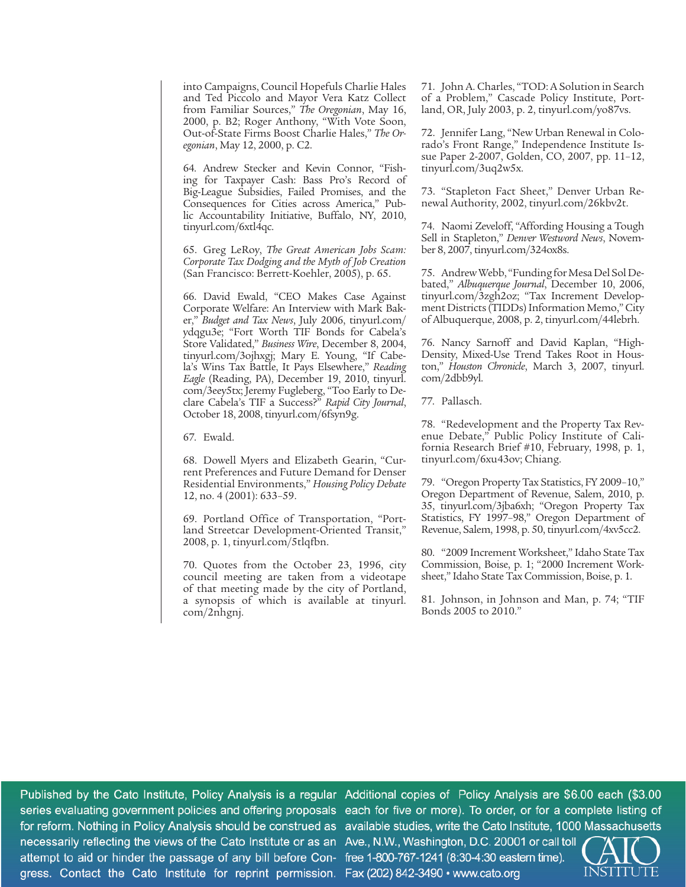into Campaigns, Council Hopefuls Charlie Hales and Ted Piccolo and Mayor Vera Katz Collect from Familiar Sources," *The Oregonian*, May 16, 2000, p. B2; Roger Anthony, "With Vote Soon, Out-of-State Firms Boost Charlie Hales," *The Oregonian*, May 12, 2000, p. C2.

64. Andrew Stecker and Kevin Connor, "Fishing for Taxpayer Cash: Bass Pro's Record of Big-League Subsidies, Failed Promises, and the Consequences for Cities across America," Public Accountability Initiative, Buffalo, NY, 2010, tinyurl.com/6xtl4qc.

65. Greg LeRoy, *The Great American Jobs Scam: Corporate Tax Dodging and the Myth of Job Creation* (San Francisco: Berrett-Koehler, 2005), p. 65.

66. David Ewald, "CEO Makes Case Against Corporate Welfare: An Interview with Mark Baker," *Budget and Tax News*, July 2006, tinyurl.com/ydqgu3e; "Fort Worth TIF Bonds for Cabela's Store Validated," *Business Wire*, December 8, 2004, tinyurl.com/3ojhxgj; Mary E. Young, "If Cabela's Wins Tax Battle, It Pays Elsewhere," *Reading Eagle* (Reading, PA), December 19, 2010, tinyurl.com/3eey5tx; Jeremy Fugleberg, "Too Early to Declare Cabela's TIF a Success?" *Rapid City Journal*, October 18, 2008, tinyurl.com/6fsyn9g.

67. Ewald.

68. Dowell Myers and Elizabeth Gearin, "Current Preferences and Future Demand for Denser Residential Environments," *Housing Policy Debate* 12, no. 4 (2001): 633–59.

69. Portland Office of Transportation, "Portland Streetcar Development-Oriented Transit," 2008, p. 1, tinyurl.com/5tlqfbn.

70. Quotes from the October 23, 1996, city council meeting are taken from a videotape of that meeting made by the city of Portland, a synopsis of which is available at tinyurl.com/2nhgnj.

71. John A. Charles, "TOD: A Solution in Search of a Problem," Cascade Policy Institute, Portland, OR, July 2003, p. 2, tinyurl.com/yo87vs.

72. Jennifer Lang, "New Urban Renewal in Colorado's Front Range," Independence Institute Issue Paper 2-2007, Golden, CO, 2007, pp. 11–12, tinyurl.com/3uq2w5x.

73. "Stapleton Fact Sheet," Denver Urban Renewal Authority, 2002, tinyurl.com/26kbv2t.

74. Naomi Zeveloff, "Affording Housing a Tough Sell in Stapleton," *Denver Westword News*, November 8, 2007, tinyurl.com/324ox8s.

75. Andrew Webb, "Funding for Mesa Del Sol Debated," *Albuquerque Journal*, December 10, 2006, tinyurl.com/3zgh2oz; "Tax Increment Development Districts (TIDDs) Information Memo," City of Albuquerque, 2008, p. 2, tinyurl.com/44lebrh.

76. Nancy Sarnoff and David Kaplan, "High-Density, Mixed-Use Trend Takes Root in Houston," *Houston Chronicle*, March 3, 2007, tinyurl.com/2dbb9yl.

77. Pallasch.

78. "Redevelopment and the Property Tax Revenue Debate," Public Policy Institute of California Research Brief #10, February, 1998, p. 1, tinyurl.com/6xu43ov; Chiang.

79. "Oregon Property Tax Statistics, FY 2009–10," Oregon Department of Revenue, Salem, 2010, p. 35, tinyurl.com/3jba6xh; "Oregon Property Tax Statistics, FY 1997–98," Oregon Department of Revenue, Salem, 1998, p. 50, tinyurl.com/4xv5cc2.

80. "2009 Increment Worksheet," Idaho State Tax Commission, Boise, p. 1; "2000 Increment Worksheet," Idaho State Tax Commission, Boise, p. 1.

81. Johnson, in Johnson and Man, p. 74; "TIF Bonds 2005 to 2010."

Published by the Cato Institute, Policy Analysis is a regular series evaluating government policies and offering proposals for reform. Nothing in Policy Analysis should be construed as necessarily reflecting the views of the Cato Institute or as an attempt to aid or hinder the passage of any bill before Congress. Contact the Cato Institute for reprint permission.

Additional copies of Policy Analysis are $6.00 each ($3.00 each for five or more). To order, or for a complete listing of available studies, write the Cato Institute, 1000 Massachusetts Ave., N.W., Washington, D.C. 20001 or call toll free 1-800-767-1241 (8:30-4:30 eastern time). Fax (202) 842-3490 • www.cato.org

CATO INSTITUTE